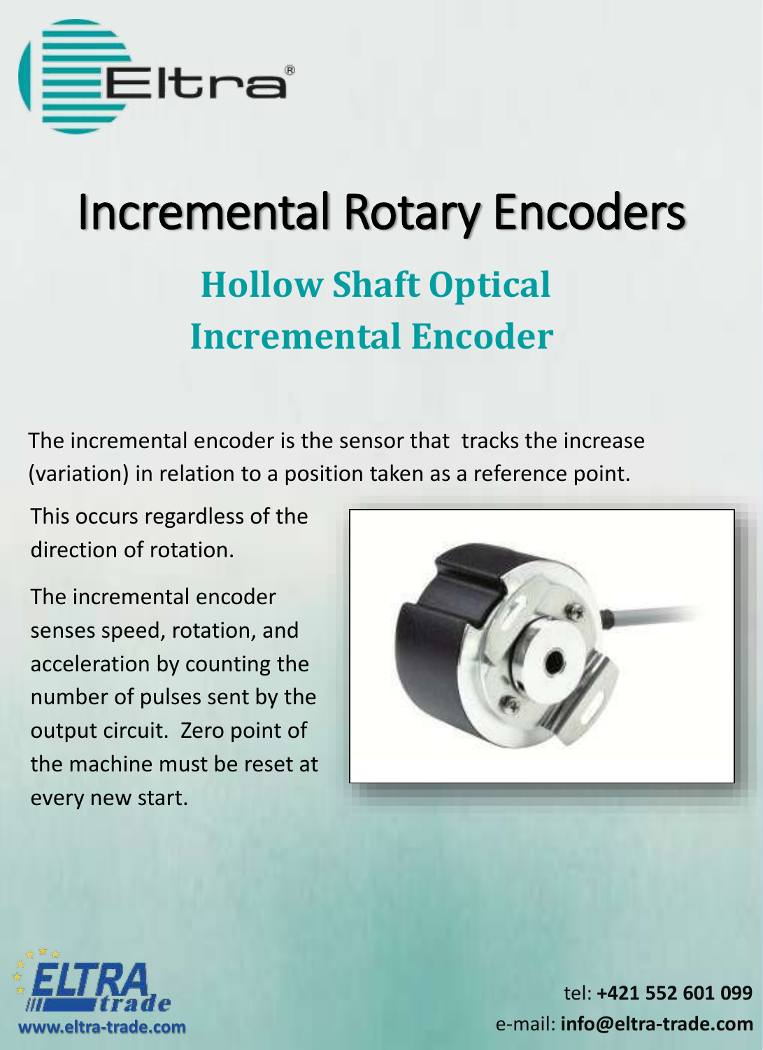# Incremental Rotary Encoders

## Hollow Shaft Optical Incremental Encoder

The incremental encoder is the sensor that tracks the increase (variation) in relation to a position taken as a reference point.

This occurs regardless of the direction of rotation.

The incremental encoder senses speed, rotation, and acceleration by counting the number of pulses sent by the output circuit. Zero point of the machine must be reset at every new start.

www.eltra-trade.com

tel: **+421 552 601 099**
e-mail: **info@eltra-trade.com**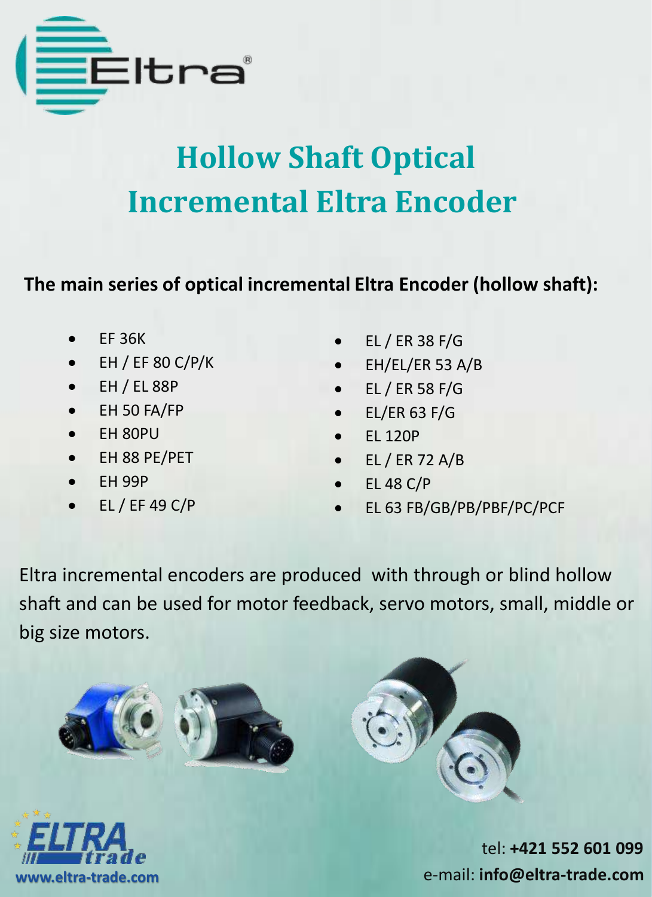# Hollow Shaft Optical Incremental Eltra Encoder

**The main series of optical incremental Eltra Encoder (hollow shaft):**

- EF 36K
- EH / EF 80 C/P/K
- EH / EL 88P
- EH 50 FA/FP
- EH 80PU
- EH 88 PE/PET
- EH 99P
- EL / EF 49 C/P
- EL / ER 38 F/G
- EH/EL/ER 53 A/B
- EL / ER 58 F/G
- EL/ER 63 F/G
- EL 120P
- EL / ER 72 A/B
- EL 48 C/P
- EL 63 FB/GB/PB/PBF/PC/PCF

Eltra incremental encoders are produced with through or blind hollow shaft and can be used for motor feedback, servo motors, small, middle or big size motors.

www.eltra-trade.com

tel: **+421 552 601 099**
e-mail: **info@eltra-trade.com**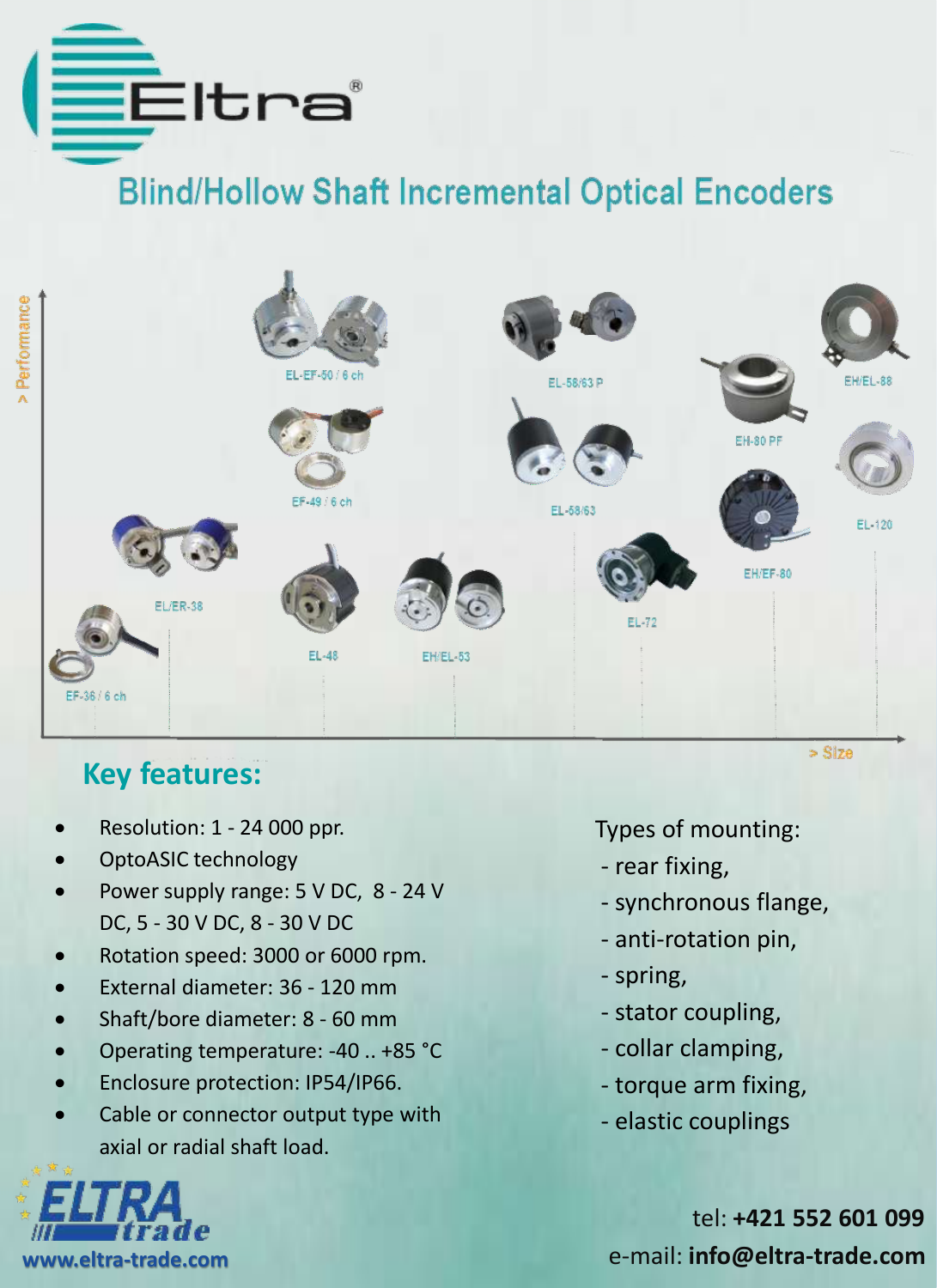# Eltra®

## Blind/Hollow Shaft Incremental Optical Encoders

> Performance

EL-EF-50 / 6 ch

EL-58/63 P

EH/EL-88

EF-49 / 6 ch

EH-80 PF

EL-58/63

EL-120

EH/EF-80

EL/ER-38

EL-72

EL-48

EH/EL-53

EF-36 / 6 ch

> Size

## Key features:

- Resolution: 1 - 24 000 ppr.
- OptoASIC technology
- Power supply range: 5 V DC, 8 - 24 V DC, 5 - 30 V DC, 8 - 30 V DC
- Rotation speed: 3000 or 6000 rpm.
- External diameter: 36 - 120 mm
- Shaft/bore diameter: 8 - 60 mm
- Operating temperature: -40 .. +85 °C
- Enclosure protection: IP54/IP66.
- Cable or connector output type with axial or radial shaft load.

Types of mounting:

- rear fixing,
- synchronous flange,
- anti-rotation pin,
- spring,
- stator coupling,
- collar clamping,
- torque arm fixing,
- elastic couplings

ELTRA trade

www.eltra-trade.com

tel: **+421 552 601 099**

e-mail: **info@eltra-trade.com**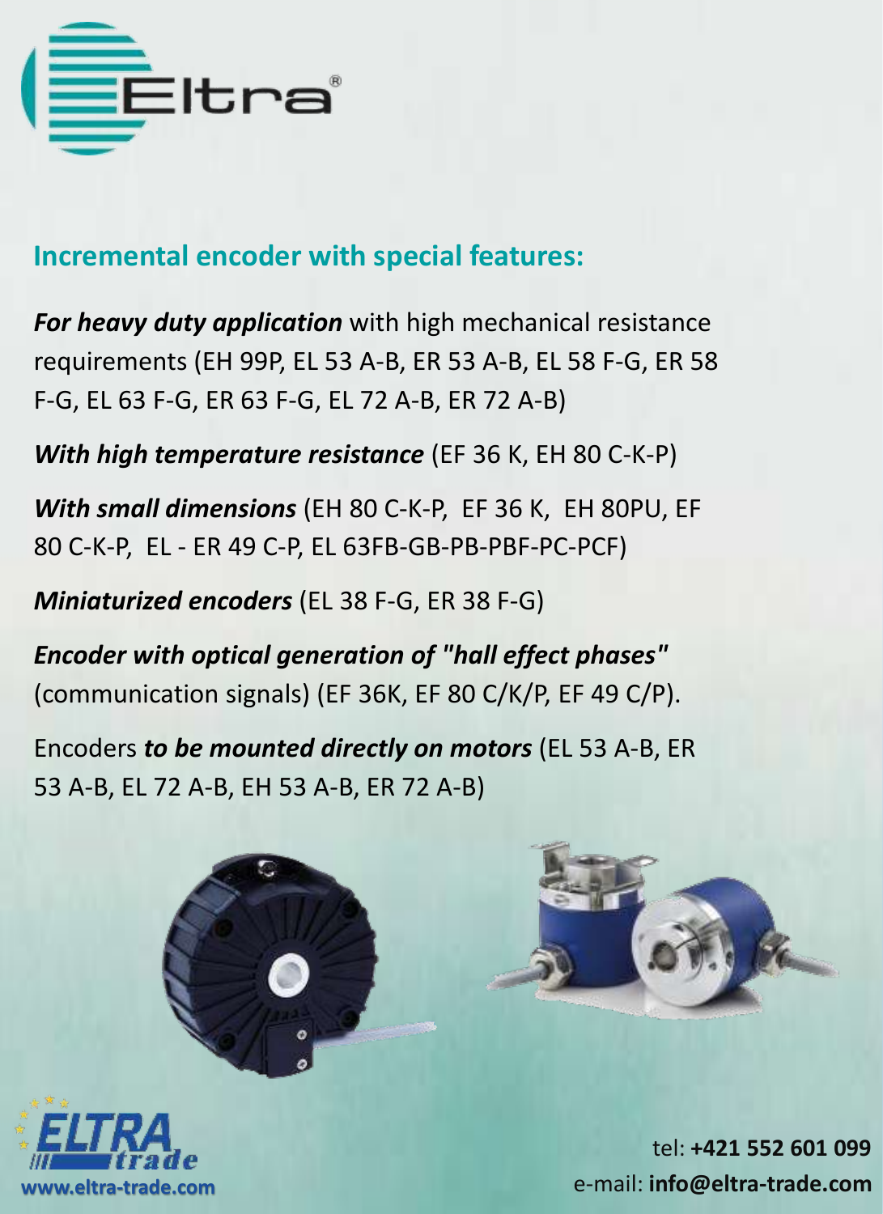## Incremental encoder with special features:

***For heavy duty application*** with high mechanical resistance requirements (EH 99P, EL 53 A-B, ER 53 A-B, EL 58 F-G, ER 58 F-G, EL 63 F-G, ER 63 F-G, EL 72 A-B, ER 72 A-B)

***With high temperature resistance*** (EF 36 K, EH 80 C-K-P)

***With small dimensions*** (EH 80 C-K-P, EF 36 K, EH 80PU, EF 80 C-K-P, EL - ER 49 C-P, EL 63FB-GB-PB-PBF-PC-PCF)

***Miniaturized encoders*** (EL 38 F-G, ER 38 F-G)

***Encoder with optical generation of "hall effect phases"*** (communication signals) (EF 36K, EF 80 C/K/P, EF 49 C/P).

Encoders ***to be mounted directly on motors*** (EL 53 A-B, ER 53 A-B, EL 72 A-B, EH 53 A-B, ER 72 A-B)

www.eltra-trade.com

tel: **+421 552 601 099**
e-mail: **info@eltra-trade.com**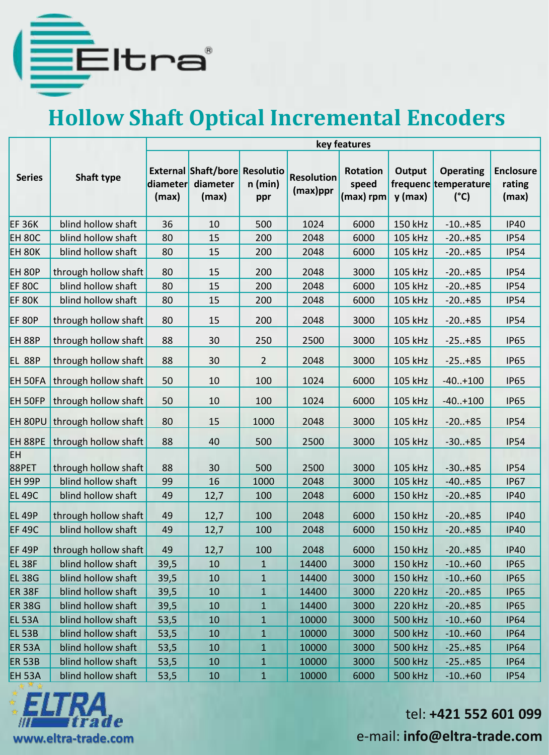# Hollow Shaft Optical Incremental Encoders

| Series | Shaft type | key features | | | | | | | |
|---|---|---|---|---|---|---|---|---|---|
| | | External diameter (max) | Shaft/bore diameter (max) | Resolution (min) ppr | Resolution (max)ppr | Rotation speed (max) rpm | Output frequency (max) | Operating temperature (°C) | Enclosure rating (max) |
| EF 36K | blind hollow shaft | 36 | 10 | 500 | 1024 | 6000 | 150 kHz | -10..+85 | IP40 |
| EH 80C | blind hollow shaft | 80 | 15 | 200 | 2048 | 6000 | 105 kHz | -20..+85 | IP54 |
| EH 80K | blind hollow shaft | 80 | 15 | 200 | 2048 | 6000 | 105 kHz | -20..+85 | IP54 |
| EH 80P | through hollow shaft | 80 | 15 | 200 | 2048 | 3000 | 105 kHz | -20..+85 | IP54 |
| EF 80C | blind hollow shaft | 80 | 15 | 200 | 2048 | 6000 | 105 kHz | -20..+85 | IP54 |
| EF 80K | blind hollow shaft | 80 | 15 | 200 | 2048 | 6000 | 105 kHz | -20..+85 | IP54 |
| EF 80P | through hollow shaft | 80 | 15 | 200 | 2048 | 3000 | 105 kHz | -20..+85 | IP54 |
| EH 88P | through hollow shaft | 88 | 30 | 250 | 2500 | 3000 | 105 kHz | -25..+85 | IP65 |
| EL 88P | through hollow shaft | 88 | 30 | 2 | 2048 | 3000 | 105 kHz | -25..+85 | IP65 |
| EH 50FA | through hollow shaft | 50 | 10 | 100 | 1024 | 6000 | 105 kHz | -40..+100 | IP65 |
| EH 50FP | through hollow shaft | 50 | 10 | 100 | 1024 | 6000 | 105 kHz | -40..+100 | IP65 |
| EH 80PU | through hollow shaft | 80 | 15 | 1000 | 2048 | 3000 | 105 kHz | -20..+85 | IP54 |
| EH 88PE | through hollow shaft | 88 | 40 | 500 | 2500 | 3000 | 105 kHz | -30..+85 | IP54 |
| EH 88PET | through hollow shaft | 88 | 30 | 500 | 2500 | 3000 | 105 kHz | -30..+85 | IP54 |
| EH 99P | blind hollow shaft | 99 | 16 | 1000 | 2048 | 3000 | 105 kHz | -40..+85 | IP67 |
| EL 49C | blind hollow shaft | 49 | 12,7 | 100 | 2048 | 6000 | 150 kHz | -20..+85 | IP40 |
| EL 49P | through hollow shaft | 49 | 12,7 | 100 | 2048 | 6000 | 150 kHz | -20..+85 | IP40 |
| EF 49C | blind hollow shaft | 49 | 12,7 | 100 | 2048 | 6000 | 150 kHz | -20..+85 | IP40 |
| EF 49P | through hollow shaft | 49 | 12,7 | 100 | 2048 | 6000 | 150 kHz | -20..+85 | IP40 |
| EL 38F | blind hollow shaft | 39,5 | 10 | 1 | 14400 | 3000 | 150 kHz | -10..+60 | IP65 |
| EL 38G | blind hollow shaft | 39,5 | 10 | 1 | 14400 | 3000 | 150 kHz | -10..+60 | IP65 |
| ER 38F | blind hollow shaft | 39,5 | 10 | 1 | 14400 | 3000 | 220 kHz | -20..+85 | IP65 |
| ER 38G | blind hollow shaft | 39,5 | 10 | 1 | 14400 | 3000 | 220 kHz | -20..+85 | IP65 |
| EL 53A | blind hollow shaft | 53,5 | 10 | 1 | 10000 | 3000 | 500 kHz | -10..+60 | IP64 |
| EL 53B | blind hollow shaft | 53,5 | 10 | 1 | 10000 | 3000 | 500 kHz | -10..+60 | IP64 |
| ER 53A | blind hollow shaft | 53,5 | 10 | 1 | 10000 | 3000 | 500 kHz | -25..+85 | IP64 |
| ER 53B | blind hollow shaft | 53,5 | 10 | 1 | 10000 | 3000 | 500 kHz | -25..+85 | IP64 |
| EH 53A | blind hollow shaft | 53,5 | 10 | 1 | 10000 | 6000 | 500 kHz | -10..+60 | IP54 |

www.eltra-trade.com

tel: **+421 552 601 099**

e-mail: **info@eltra-trade.com**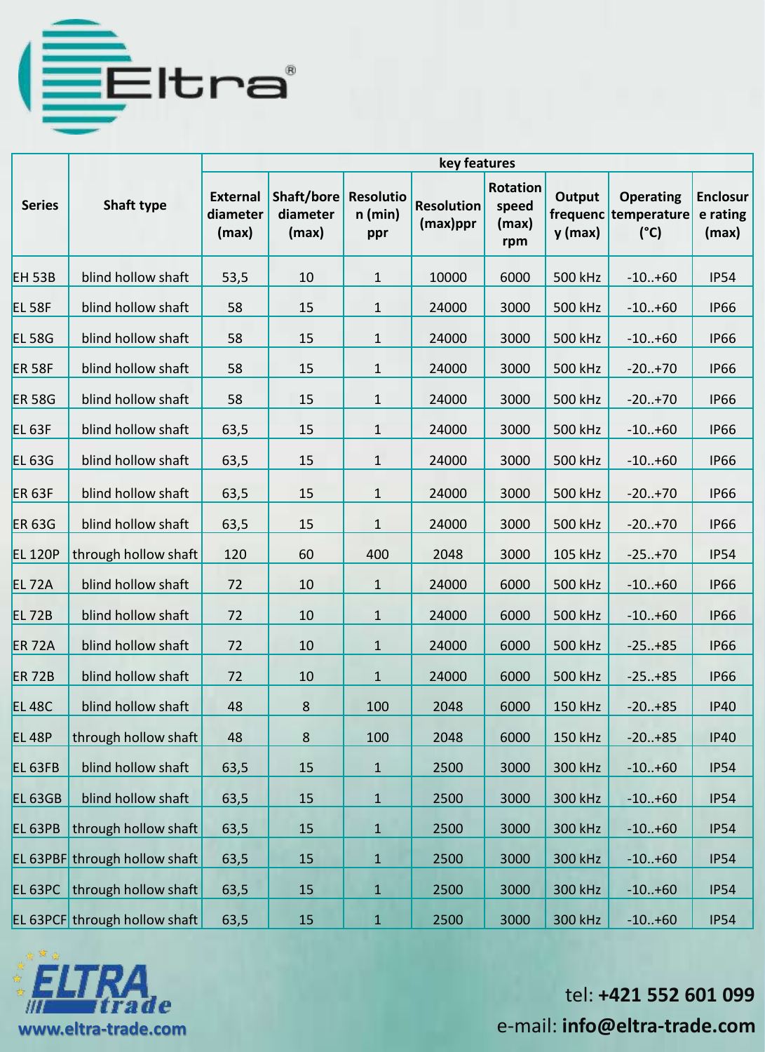Eltra®

| Series | Shaft type | key features | | | | | | | |
|---|---|---|---|---|---|---|---|---|---|
| | | External diameter (max) | Shaft/bore diameter (max) | Resolution (min) ppr | Resolution (max)ppr | Rotation speed (max) rpm | Output frequency (max) | Operating temperature (°C) | Enclosure rating (max) |
| EH 53B | blind hollow shaft | 53,5 | 10 | 1 | 10000 | 6000 | 500 kHz | -10..+60 | IP54 |
| EL 58F | blind hollow shaft | 58 | 15 | 1 | 24000 | 3000 | 500 kHz | -10..+60 | IP66 |
| EL 58G | blind hollow shaft | 58 | 15 | 1 | 24000 | 3000 | 500 kHz | -10..+60 | IP66 |
| ER 58F | blind hollow shaft | 58 | 15 | 1 | 24000 | 3000 | 500 kHz | -20..+70 | IP66 |
| ER 58G | blind hollow shaft | 58 | 15 | 1 | 24000 | 3000 | 500 kHz | -20..+70 | IP66 |
| EL 63F | blind hollow shaft | 63,5 | 15 | 1 | 24000 | 3000 | 500 kHz | -10..+60 | IP66 |
| EL 63G | blind hollow shaft | 63,5 | 15 | 1 | 24000 | 3000 | 500 kHz | -10..+60 | IP66 |
| ER 63F | blind hollow shaft | 63,5 | 15 | 1 | 24000 | 3000 | 500 kHz | -20..+70 | IP66 |
| ER 63G | blind hollow shaft | 63,5 | 15 | 1 | 24000 | 3000 | 500 kHz | -20..+70 | IP66 |
| EL 120P | through hollow shaft | 120 | 60 | 400 | 2048 | 3000 | 105 kHz | -25..+70 | IP54 |
| EL 72A | blind hollow shaft | 72 | 10 | 1 | 24000 | 6000 | 500 kHz | -10..+60 | IP66 |
| EL 72B | blind hollow shaft | 72 | 10 | 1 | 24000 | 6000 | 500 kHz | -10..+60 | IP66 |
| ER 72A | blind hollow shaft | 72 | 10 | 1 | 24000 | 6000 | 500 kHz | -25..+85 | IP66 |
| ER 72B | blind hollow shaft | 72 | 10 | 1 | 24000 | 6000 | 500 kHz | -25..+85 | IP66 |
| EL 48C | blind hollow shaft | 48 | 8 | 100 | 2048 | 6000 | 150 kHz | -20..+85 | IP40 |
| EL 48P | through hollow shaft | 48 | 8 | 100 | 2048 | 6000 | 150 kHz | -20..+85 | IP40 |
| EL 63FB | blind hollow shaft | 63,5 | 15 | 1 | 2500 | 3000 | 300 kHz | -10..+60 | IP54 |
| EL 63GB | blind hollow shaft | 63,5 | 15 | 1 | 2500 | 3000 | 300 kHz | -10..+60 | IP54 |
| EL 63PB | through hollow shaft | 63,5 | 15 | 1 | 2500 | 3000 | 300 kHz | -10..+60 | IP54 |
| EL 63PBF | through hollow shaft | 63,5 | 15 | 1 | 2500 | 3000 | 300 kHz | -10..+60 | IP54 |
| EL 63PC | through hollow shaft | 63,5 | 15 | 1 | 2500 | 3000 | 300 kHz | -10..+60 | IP54 |
| EL 63PCF | through hollow shaft | 63,5 | 15 | 1 | 2500 | 3000 | 300 kHz | -10..+60 | IP54 |

ELTRA trade
www.eltra-trade.com

tel: **+421 552 601 099**
e-mail: **info@eltra-trade.com**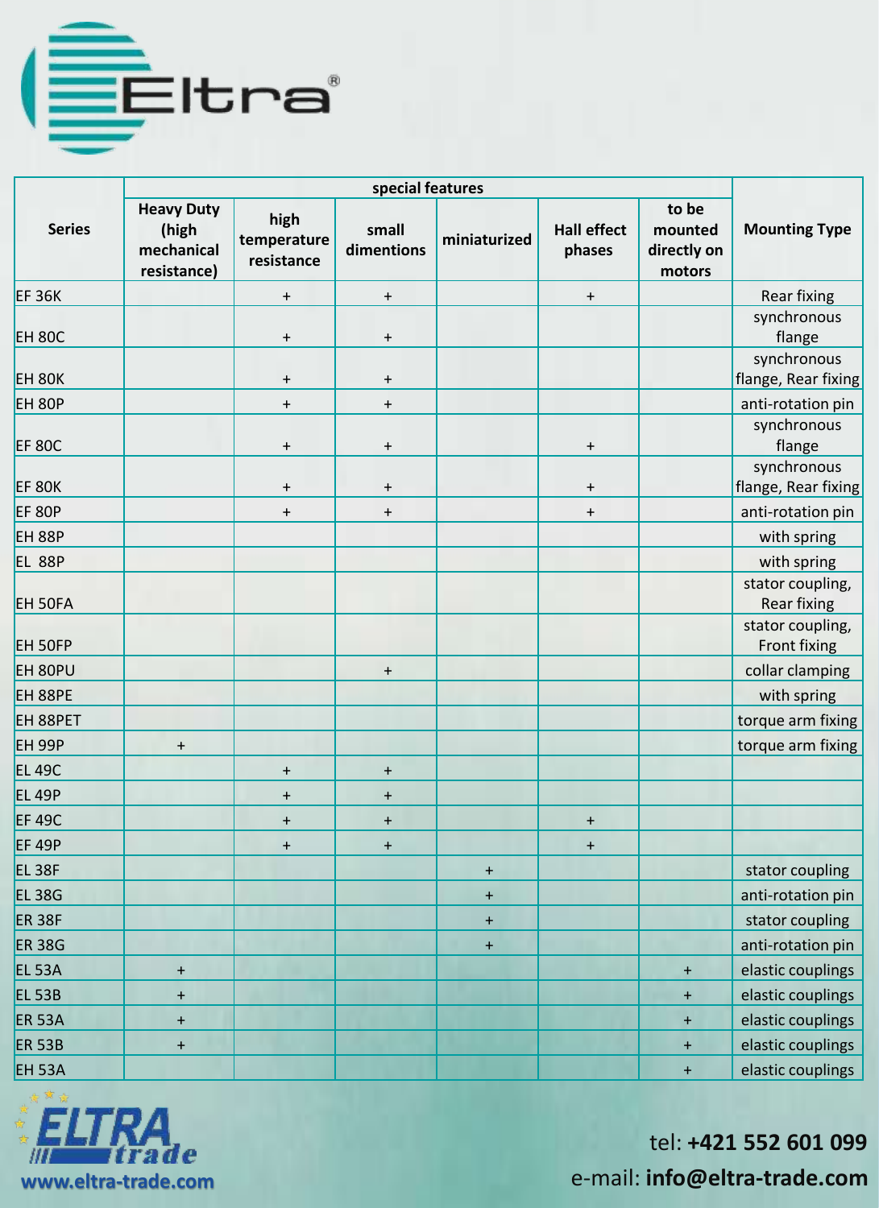Eltra®

| Series | special features | | | | | | Mounting Type |
|---|---|---|---|---|---|---|---|
| | Heavy Duty (high mechanical resistance) | high temperature resistance | small dimentions | miniaturized | Hall effect phases | to be mounted directly on motors | |
| EF 36K | | + | + | | + | | Rear fixing |
| EH 80C | | + | + | | | | synchronous flange |
| EH 80K | | + | + | | | | synchronous flange, Rear fixing |
| EH 80P | | + | + | | | | anti-rotation pin |
| EF 80C | | + | + | | + | | synchronous flange |
| EF 80K | | + | + | | + | | synchronous flange, Rear fixing |
| EF 80P | | + | + | | + | | anti-rotation pin |
| EH 88P | | | | | | | with spring |
| EL 88P | | | | | | | with spring |
| EH 50FA | | | | | | | stator coupling, Rear fixing |
| EH 50FP | | | | | | | stator coupling, Front fixing |
| EH 80PU | | | + | | | | collar clamping |
| EH 88PE | | | | | | | with spring |
| EH 88PET | | | | | | | torque arm fixing |
| EH 99P | + | | | | | | torque arm fixing |
| EL 49C | | + | + | | | | |
| EL 49P | | + | + | | | | |
| EF 49C | | + | + | | + | | |
| EF 49P | | + | + | | + | | |
| EL 38F | | | | + | | | stator coupling |
| EL 38G | | | | + | | | anti-rotation pin |
| ER 38F | | | | + | | | stator coupling |
| ER 38G | | | | + | | | anti-rotation pin |
| EL 53A | + | | | | | + | elastic couplings |
| EL 53B | + | | | | | + | elastic couplings |
| ER 53A | + | | | | | + | elastic couplings |
| ER 53B | + | | | | | + | elastic couplings |
| EH 53A | | | | | | + | elastic couplings |

ELTRA trade
www.eltra-trade.com

tel: **+421 552 601 099**
e-mail: **info@eltra-trade.com**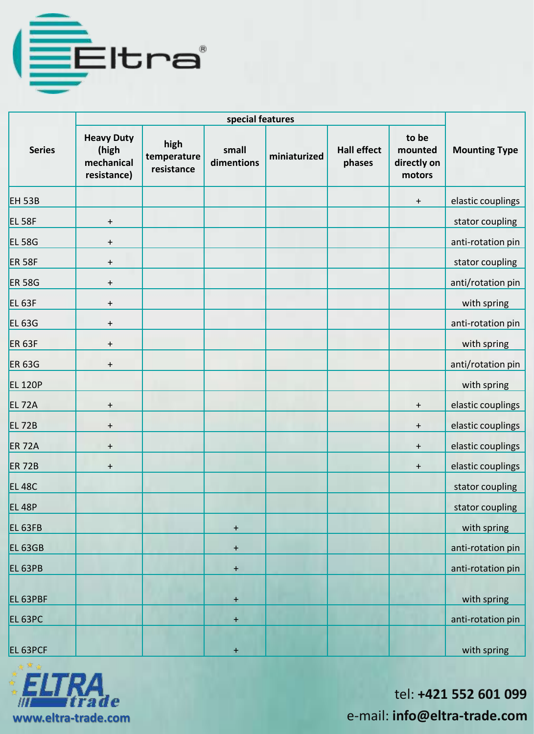| Series | special features | | | | | | Mounting Type |
|---|---|---|---|---|---|---|---|
| | Heavy Duty (high mechanical resistance) | high temperature resistance | small dimentions | miniaturized | Hall effect phases | to be mounted directly on motors | |
| EH 53B | | | | | | + | elastic couplings |
| EL 58F | + | | | | | | stator coupling |
| EL 58G | + | | | | | | anti-rotation pin |
| ER 58F | + | | | | | | stator coupling |
| ER 58G | + | | | | | | anti/rotation pin |
| EL 63F | + | | | | | | with spring |
| EL 63G | + | | | | | | anti-rotation pin |
| ER 63F | + | | | | | | with spring |
| ER 63G | + | | | | | | anti/rotation pin |
| EL 120P | | | | | | | with spring |
| EL 72A | + | | | | | + | elastic couplings |
| EL 72B | + | | | | | + | elastic couplings |
| ER 72A | + | | | | | + | elastic couplings |
| ER 72B | + | | | | | + | elastic couplings |
| EL 48C | | | | | | | stator coupling |
| EL 48P | | | | | | | stator coupling |
| EL 63FB | | | + | | | | with spring |
| EL 63GB | | | + | | | | anti-rotation pin |
| EL 63PB | | | + | | | | anti-rotation pin |
| EL 63PBF | | | + | | | | with spring |
| EL 63PC | | | + | | | | anti-rotation pin |
| EL 63PCF | | | + | | | | with spring |

www.eltra-trade.com

tel: **+421 552 601 099**

e-mail: **info@eltra-trade.com**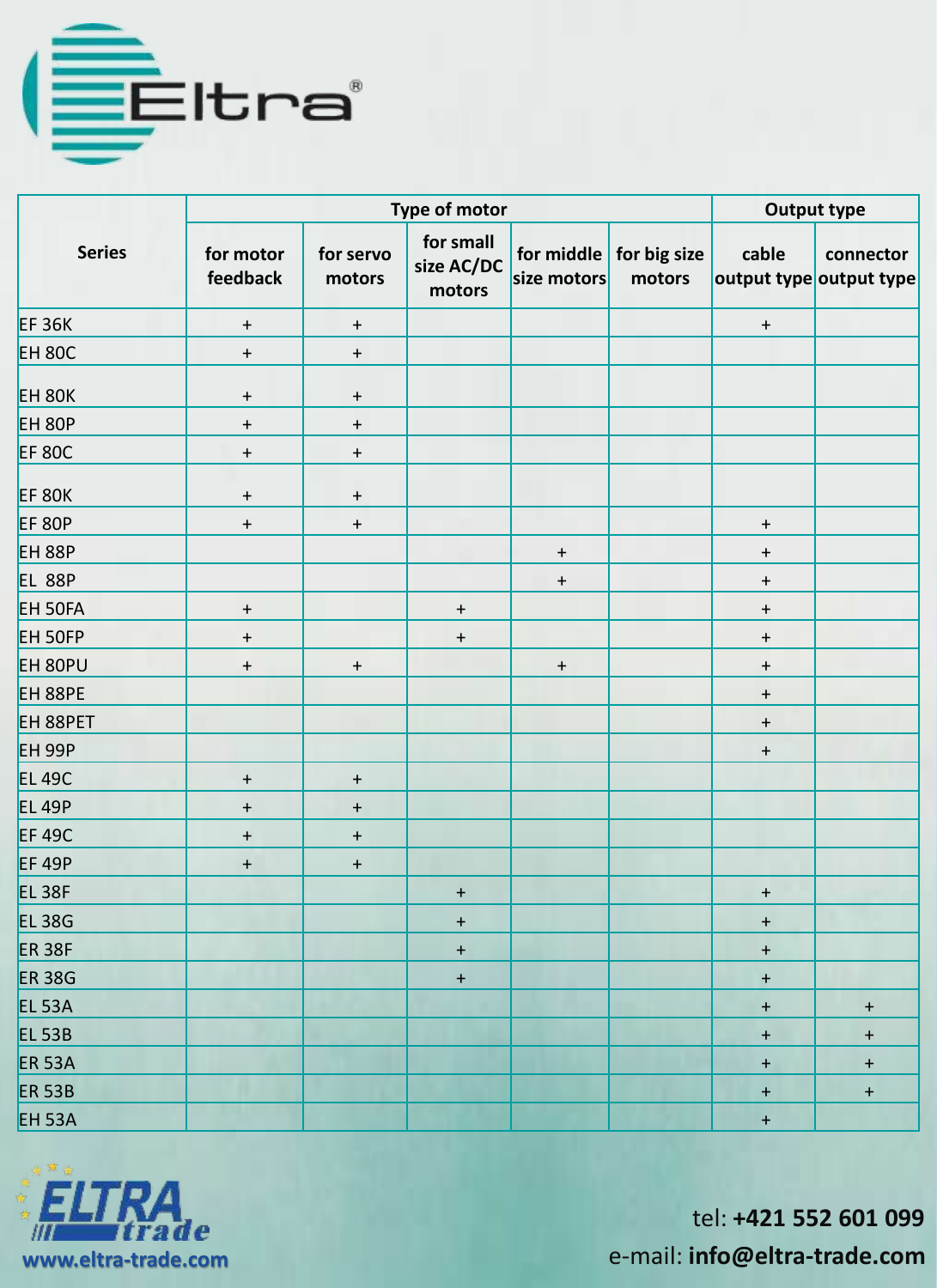| Series | Type of motor | | | | | Output type | |
|---|---|---|---|---|---|---|---|
| | for motor feedback | for servo motors | for small size AC/DC motors | for middle size motors | for big size motors | cable output type | connector output type |
| EF 36K | + | + | | | | + | |
| EH 80C | + | + | | | | | |
| EH 80K | + | + | | | | | |
| EH 80P | + | + | | | | | |
| EF 80C | + | + | | | | | |
| EF 80K | + | + | | | | | |
| EF 80P | + | + | | | | + | |
| EH 88P | | | | + | | + | |
| EL 88P | | | | + | | + | |
| EH 50FA | + | | + | | | + | |
| EH 50FP | + | | + | | | + | |
| EH 80PU | + | + | | + | | + | |
| EH 88PE | | | | | | + | |
| EH 88PET | | | | | | + | |
| EH 99P | | | | | | + | |
| EL 49C | + | + | | | | | |
| EL 49P | + | + | | | | | |
| EF 49C | + | + | | | | | |
| EF 49P | + | + | | | | | |
| EL 38F | | | + | | | + | |
| EL 38G | | | + | | | + | |
| ER 38F | | | + | | | + | |
| ER 38G | | | + | | | + | |
| EL 53A | | | | | | + | + |
| EL 53B | | | | | | + | + |
| ER 53A | | | | | | + | + |
| ER 53B | | | | | | + | + |
| EH 53A | | | | | | + | |

www.eltra-trade.com

tel: **+421 552 601 099**
e-mail: **info@eltra-trade.com**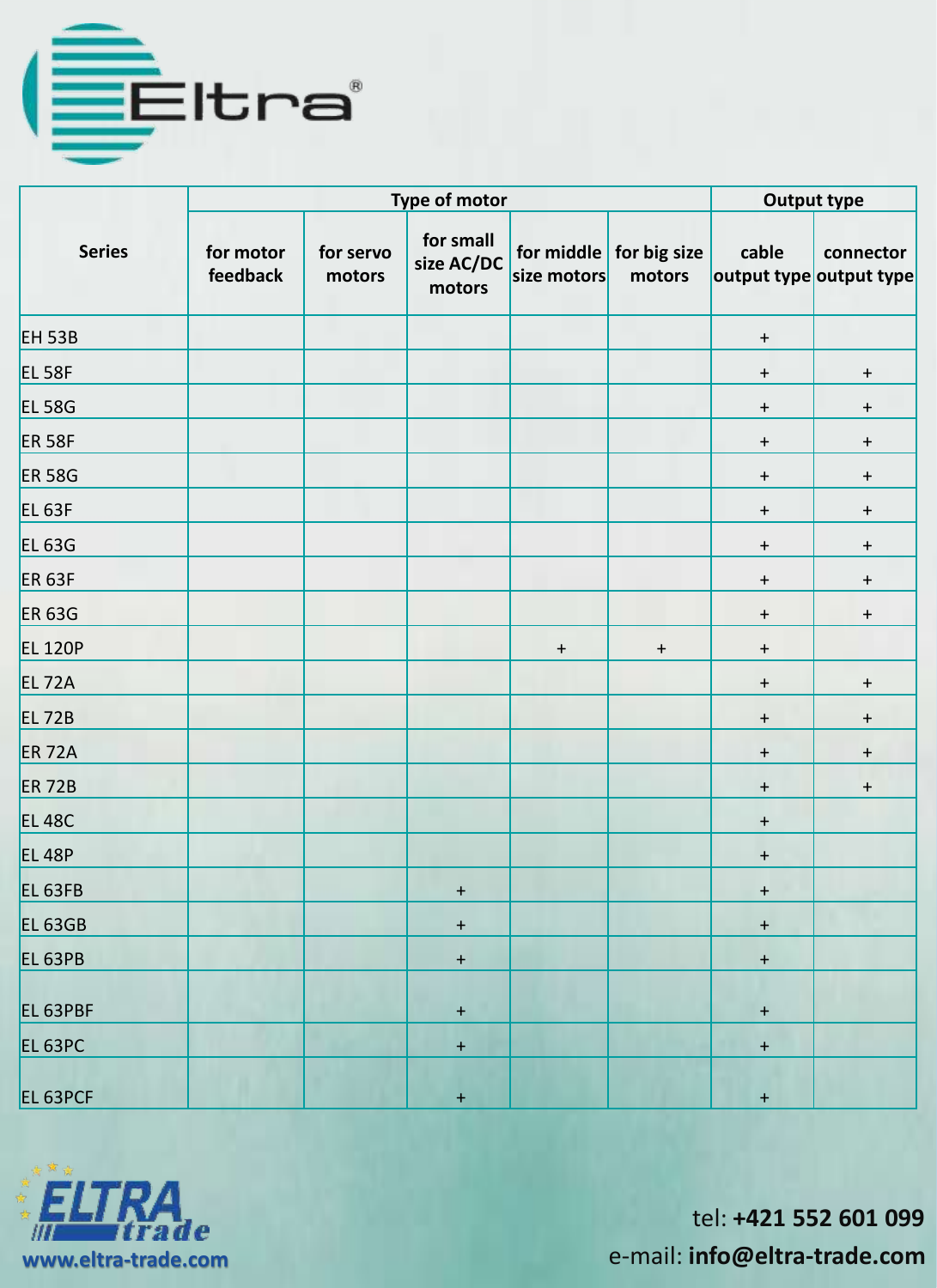| Series | Type of motor | | | | | Output type | |
|---|---|---|---|---|---|---|---|
| | for motor feedback | for servo motors | for small size AC/DC motors | for middle size motors | for big size motors | cable output type | connector output type |
| EH 53B | | | | | | + | |
| EL 58F | | | | | | + | + |
| EL 58G | | | | | | + | + |
| ER 58F | | | | | | + | + |
| ER 58G | | | | | | + | + |
| EL 63F | | | | | | + | + |
| EL 63G | | | | | | + | + |
| ER 63F | | | | | | + | + |
| ER 63G | | | | | | + | + |
| EL 120P | | | | + | + | + | |
| EL 72A | | | | | | + | + |
| EL 72B | | | | | | + | + |
| ER 72A | | | | | | + | + |
| ER 72B | | | | | | + | + |
| EL 48C | | | | | | + | |
| EL 48P | | | | | | + | |
| EL 63FB | | | + | | | + | |
| EL 63GB | | | + | | | + | |
| EL 63PB | | | + | | | + | |
| EL 63PBF | | | + | | | + | |
| EL 63PC | | | + | | | + | |
| EL 63PCF | | | + | | | + | |

www.eltra-trade.com

tel: **+421 552 601 099**
e-mail: **info@eltra-trade.com**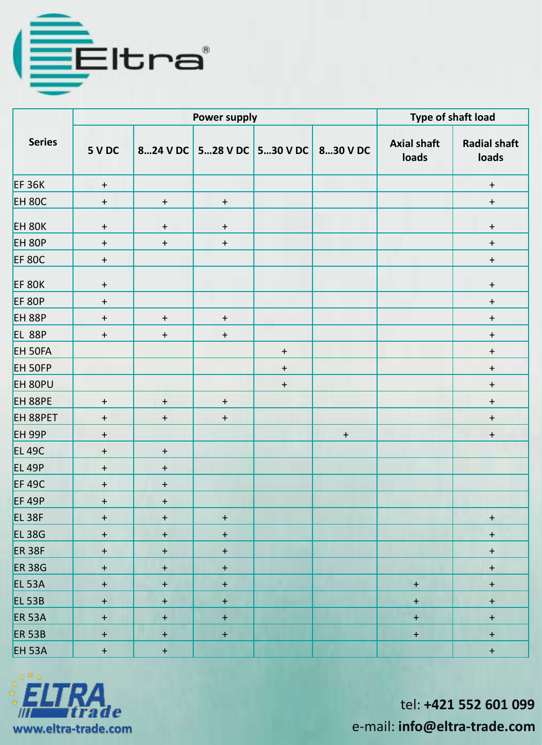| Series | Power supply | | | | | Type of shaft load | |
|---|---|---|---|---|---|---|---|
| | 5 V DC | 8…24 V DC | 5…28 V DC | 5…30 V DC | 8…30 V DC | Axial shaft loads | Radial shaft loads |
| EF 36K | + | | | | | | + |
| EH 80C | + | + | + | | | | + |
| EH 80K | + | + | + | | | | + |
| EH 80P | + | + | + | | | | + |
| EF 80C | + | | | | | | + |
| EF 80K | + | | | | | | + |
| EF 80P | + | | | | | | + |
| EH 88P | + | + | + | | | | + |
| EL 88P | + | + | + | | | | + |
| EH 50FA | | | | + | | | + |
| EH 50FP | | | | + | | | + |
| EH 80PU | | | | + | | | + |
| EH 88PE | + | + | + | | | | + |
| EH 88PET | + | + | + | | | | + |
| EH 99P | + | | | | + | | + |
| EL 49C | + | + | | | | | |
| EL 49P | + | + | | | | | |
| EF 49C | + | + | | | | | |
| EF 49P | + | + | | | | | |
| EL 38F | + | + | + | | | | + |
| EL 38G | + | + | + | | | | + |
| ER 38F | + | + | + | | | | + |
| ER 38G | + | + | + | | | | + |
| EL 53A | + | + | + | | | + | + |
| EL 53B | + | + | + | | | + | + |
| ER 53A | + | + | + | | | + | + |
| ER 53B | + | + | + | | | + | + |
| EH 53A | + | + | | | | | + |

www.eltra-trade.com

tel: **+421 552 601 099**
e-mail: **info@eltra-trade.com**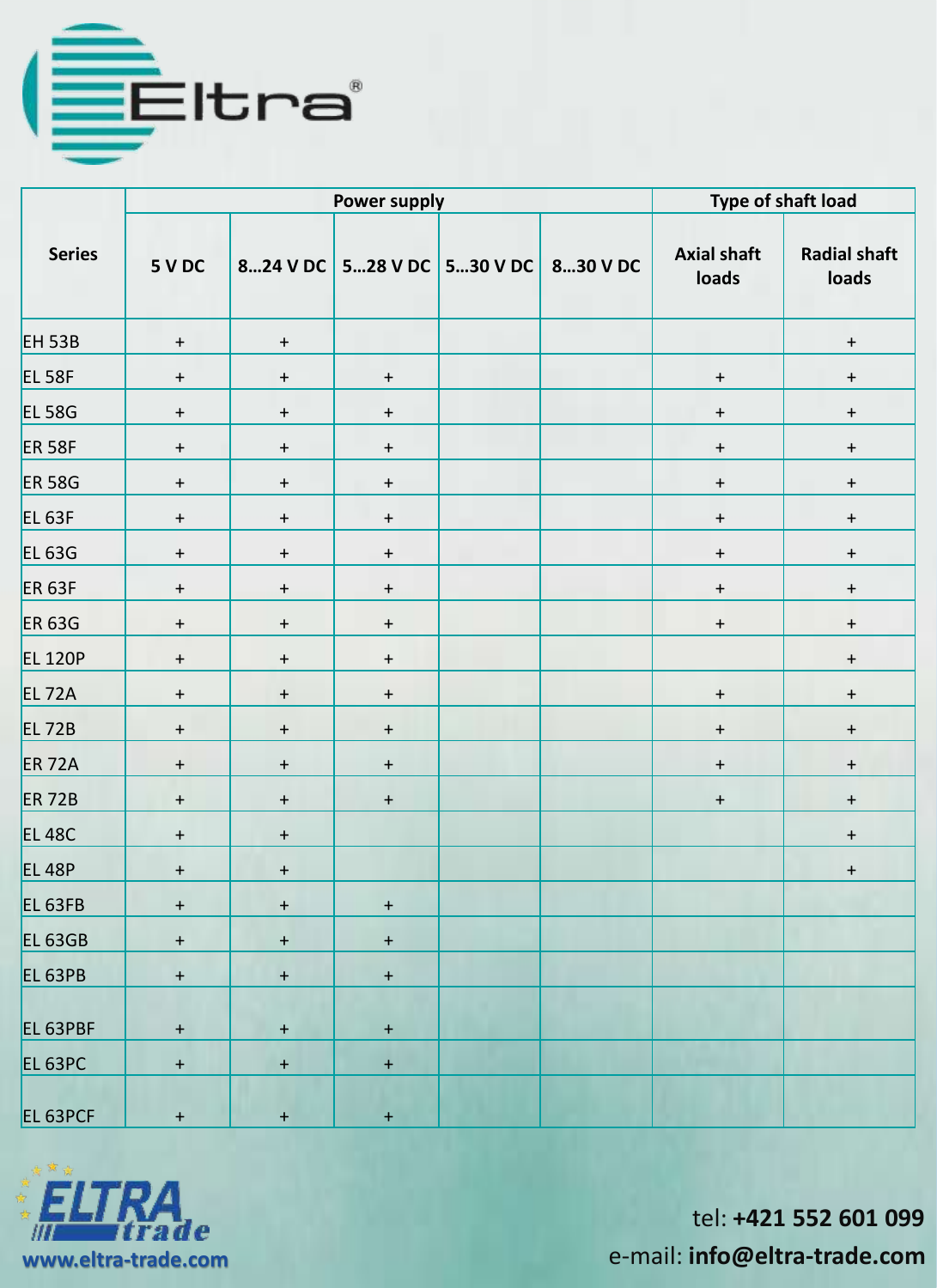| Series | Power supply | | | | | Type of shaft load | |
|---|---|---|---|---|---|---|---|
| | 5 V DC | 8…24 V DC | 5…28 V DC | 5…30 V DC | 8…30 V DC | Axial shaft loads | Radial shaft loads |
| EH 53B | + | + | | | | | + |
| EL 58F | + | + | + | | | + | + |
| EL 58G | + | + | + | | | + | + |
| ER 58F | + | + | + | | | + | + |
| ER 58G | + | + | + | | | + | + |
| EL 63F | + | + | + | | | + | + |
| EL 63G | + | + | + | | | + | + |
| ER 63F | + | + | + | | | + | + |
| ER 63G | + | + | + | | | + | + |
| EL 120P | + | + | + | | | | + |
| EL 72A | + | + | + | | | + | + |
| EL 72B | + | + | + | | | + | + |
| ER 72A | + | + | + | | | + | + |
| ER 72B | + | + | + | | | + | + |
| EL 48C | + | + | | | | | + |
| EL 48P | + | + | | | | | + |
| EL 63FB | + | + | + | | | | |
| EL 63GB | + | + | + | | | | |
| EL 63PB | + | + | + | | | | |
| EL 63PBF | + | + | + | | | | |
| EL 63PC | + | + | + | | | | |
| EL 63PCF | + | + | + | | | | |

www.eltra-trade.com

tel: **+421 552 601 099**

e-mail: **info@eltra-trade.com**